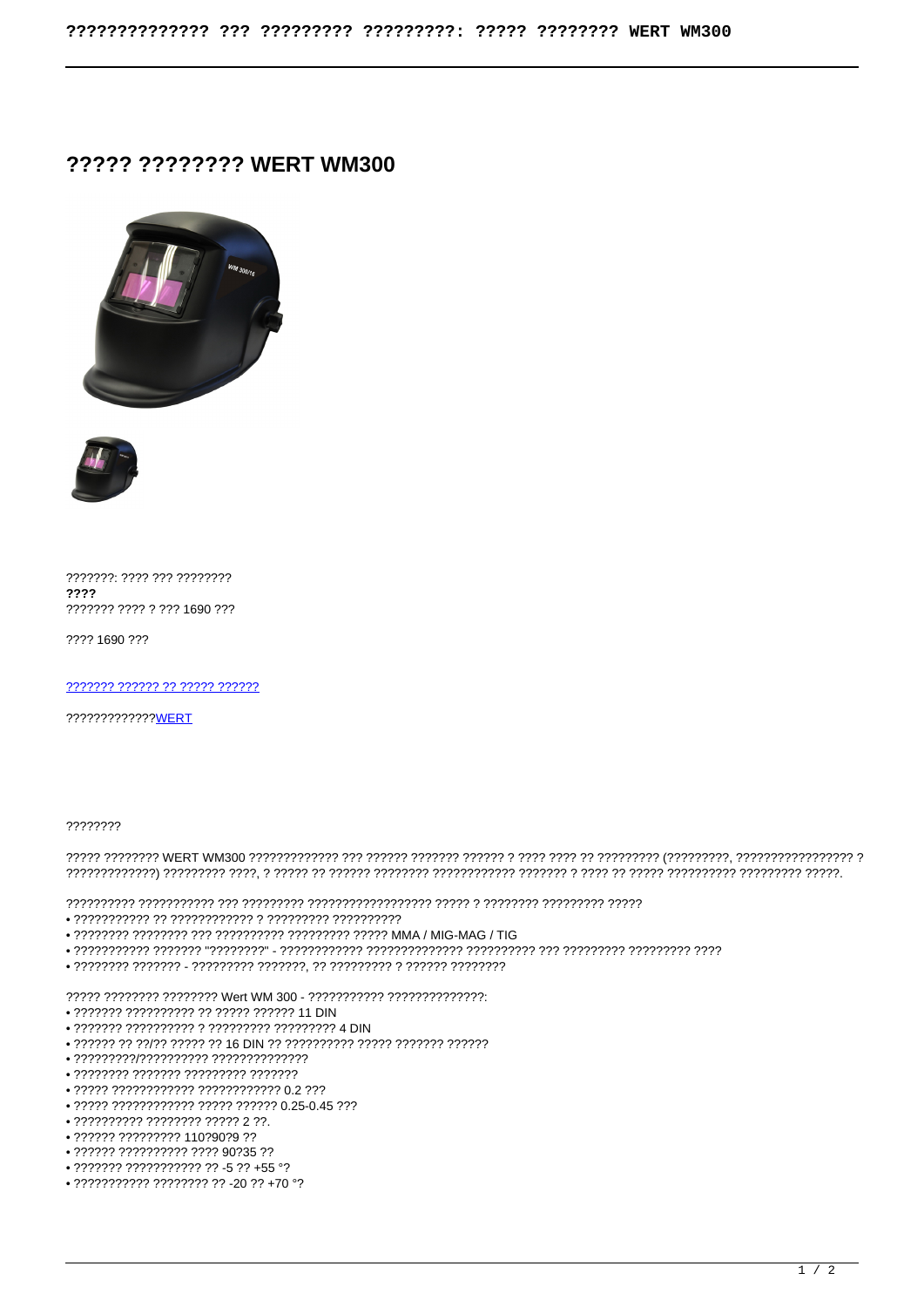# ????? ???????? WERT WM300

???????: ???? ??? ????????
**????**
??????? ???? ? ??? 1690 ???

???? 1690 ???

??????? ?????? ?? ????? ??????

?????????????WERT

????????

????? ???????? WERT WM300 ????????????? ??? ?????? ??????? ?????? ? ???? ???? ?? ????????? (?????????, ????????????????? ? ?????????????) ????????? ????, ? ????? ?? ?????? ???????? ???????????? ??????? ? ???? ?? ????? ?????????? ????????? ?????.

?????????? ??????????? ??? ????????? ????????????????? ????? ? ???????? ????????? ?????

- ??????????? ?? ???????????? ? ????????? ??????????
- ???????? ???????? ??? ?????????? ????????? ????? MMA / MIG-MAG / TIG
- ??????????? ??????? "????????" - ???????????? ?????????????? ?????????? ??? ????????? ????????? ????
- ???????? ??????? - ????????? ???????, ?? ????????? ? ?????? ????????

????? ???????? ???????? Wert WM 300 - ??????????? ??????????????:

- ??????? ?????????? ?? ????? ?????? 11 DIN
- ??????? ?????????? ? ????????? ????????? 4 DIN
- ?????? ?? ??/?? ????? ?? 16 DIN ?? ?????????? ????? ??????? ??????
- ?????????/?????????? ??????????????
- ???????? ??????? ????????? ???????
- ????? ???????????? ???????????? 0.2 ???
- ????? ???????????? ????? ?????? 0.25-0.45 ???
- ?????????? ???????? ????? 2 ??.
- ?????? ????????? 110?90?9 ??
- ?????? ?????????? ???? 90?35 ??
- ??????? ??????????? ?? -5 ?? +55 °?
- ??????????? ???????? ?? -20 ?? +70 °?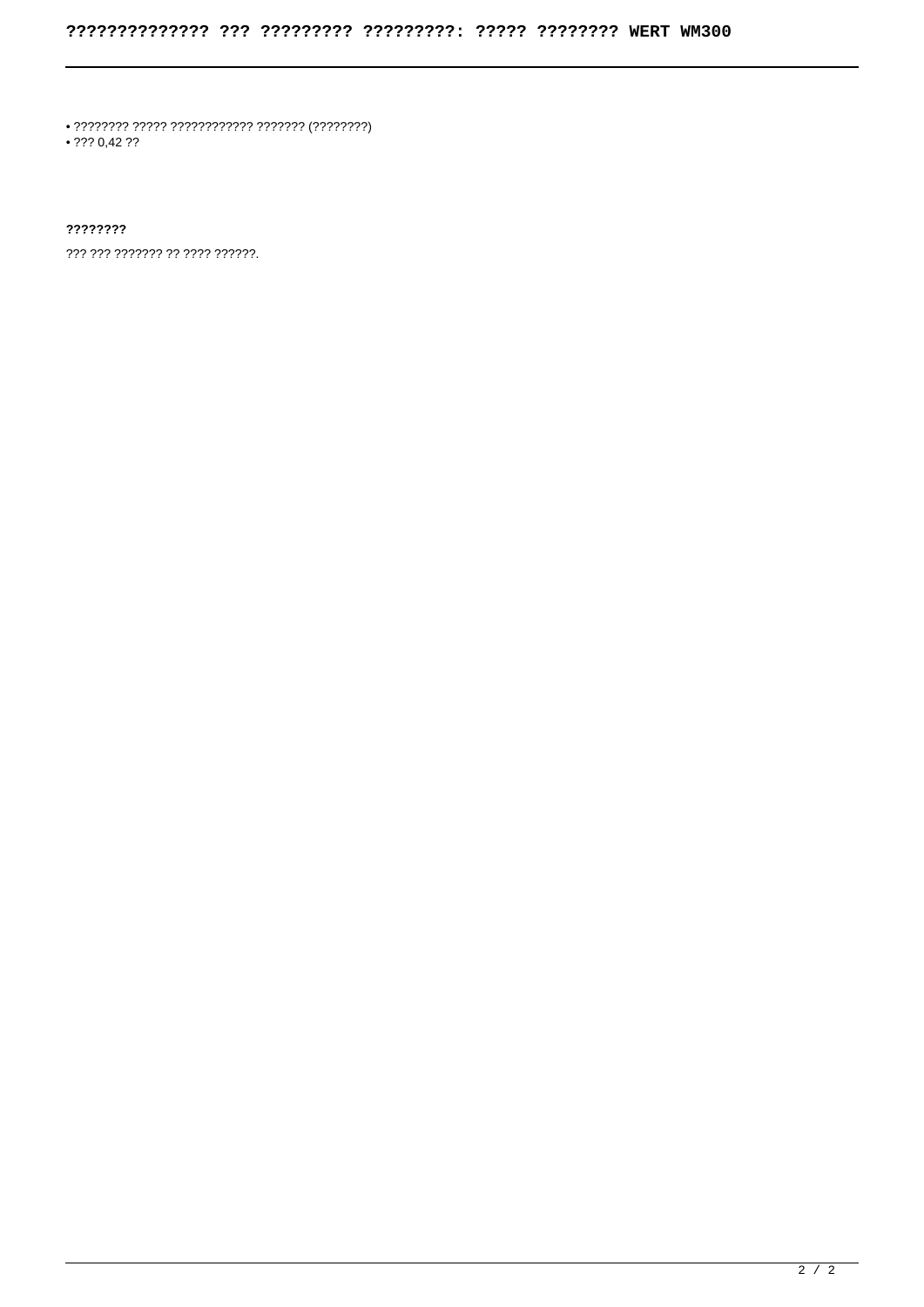• ???????? ????? ???????????? ??????? (????????)
• ??? 0,42 ??

**????????**

??? ??? ??????? ?? ???? ??????.